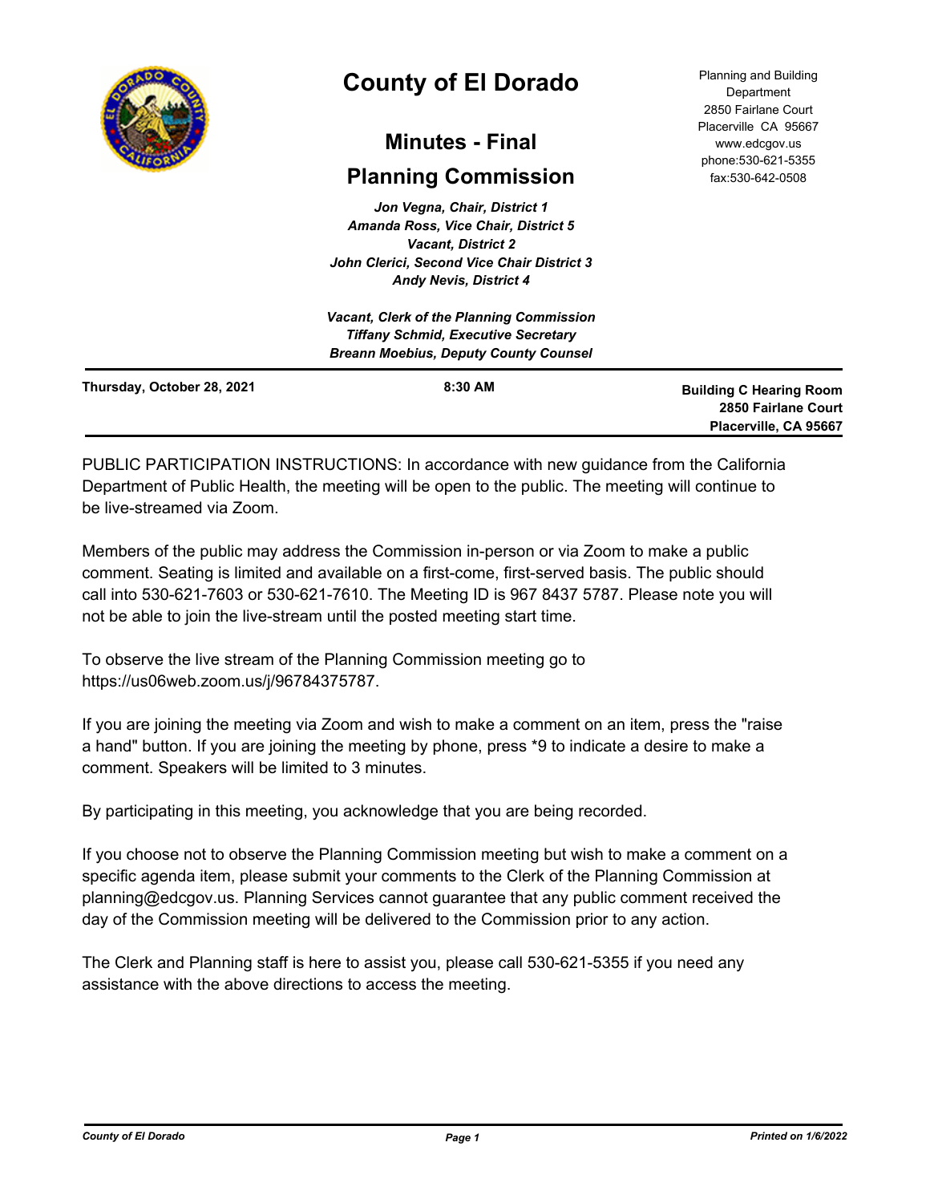# County of El Dorado

## Minutes - Final

## Planning Commission

*Jon Vegna, Chair, District 1*
*Amanda Ross, Vice Chair, District 5*
*Vacant, District 2*
*John Clerici, Second Vice Chair District 3*
*Andy Nevis, District 4*

*Vacant, Clerk of the Planning Commission*
*Tiffany Schmid, Executive Secretary*
*Breann Moebius, Deputy County Counsel*

Planning and Building Department
2850 Fairlane Court
Placerville CA 95667
www.edcgov.us
phone:530-621-5355
fax:530-642-0508

**Thursday, October 28, 2021** **8:30 AM**

**Building C Hearing Room**
**2850 Fairlane Court**
**Placerville, CA 95667**

PUBLIC PARTICIPATION INSTRUCTIONS: In accordance with new guidance from the California Department of Public Health, the meeting will be open to the public. The meeting will continue to be live-streamed via Zoom.

Members of the public may address the Commission in-person or via Zoom to make a public comment. Seating is limited and available on a first-come, first-served basis. The public should call into 530-621-7603 or 530-621-7610. The Meeting ID is 967 8437 5787. Please note you will not be able to join the live-stream until the posted meeting start time.

To observe the live stream of the Planning Commission meeting go to https://us06web.zoom.us/j/96784375787.

If you are joining the meeting via Zoom and wish to make a comment on an item, press the "raise a hand" button. If you are joining the meeting by phone, press *9 to indicate a desire to make a comment. Speakers will be limited to 3 minutes.

By participating in this meeting, you acknowledge that you are being recorded.

If you choose not to observe the Planning Commission meeting but wish to make a comment on a specific agenda item, please submit your comments to the Clerk of the Planning Commission at planning@edcgov.us. Planning Services cannot guarantee that any public comment received the day of the Commission meeting will be delivered to the Commission prior to any action.

The Clerk and Planning staff is here to assist you, please call 530-621-5355 if you need any assistance with the above directions to access the meeting.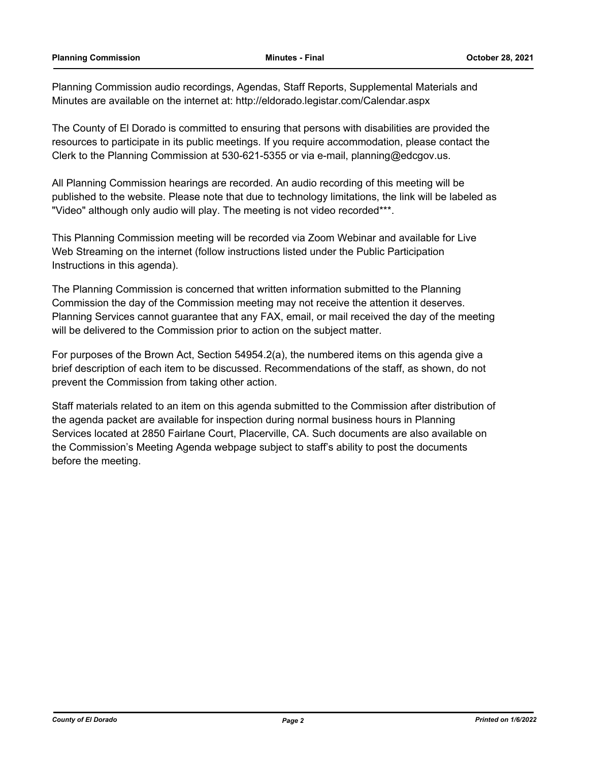Planning Commission audio recordings, Agendas, Staff Reports, Supplemental Materials and Minutes are available on the internet at: http://eldorado.legistar.com/Calendar.aspx

The County of El Dorado is committed to ensuring that persons with disabilities are provided the resources to participate in its public meetings. If you require accommodation, please contact the Clerk to the Planning Commission at 530-621-5355 or via e-mail, planning@edcgov.us.

All Planning Commission hearings are recorded. An audio recording of this meeting will be published to the website. Please note that due to technology limitations, the link will be labeled as "Video" although only audio will play. The meeting is not video recorded***.

This Planning Commission meeting will be recorded via Zoom Webinar and available for Live Web Streaming on the internet (follow instructions listed under the Public Participation Instructions in this agenda).

The Planning Commission is concerned that written information submitted to the Planning Commission the day of the Commission meeting may not receive the attention it deserves. Planning Services cannot guarantee that any FAX, email, or mail received the day of the meeting will be delivered to the Commission prior to action on the subject matter.

For purposes of the Brown Act, Section 54954.2(a), the numbered items on this agenda give a brief description of each item to be discussed. Recommendations of the staff, as shown, do not prevent the Commission from taking other action.

Staff materials related to an item on this agenda submitted to the Commission after distribution of the agenda packet are available for inspection during normal business hours in Planning Services located at 2850 Fairlane Court, Placerville, CA. Such documents are also available on the Commission's Meeting Agenda webpage subject to staff's ability to post the documents before the meeting.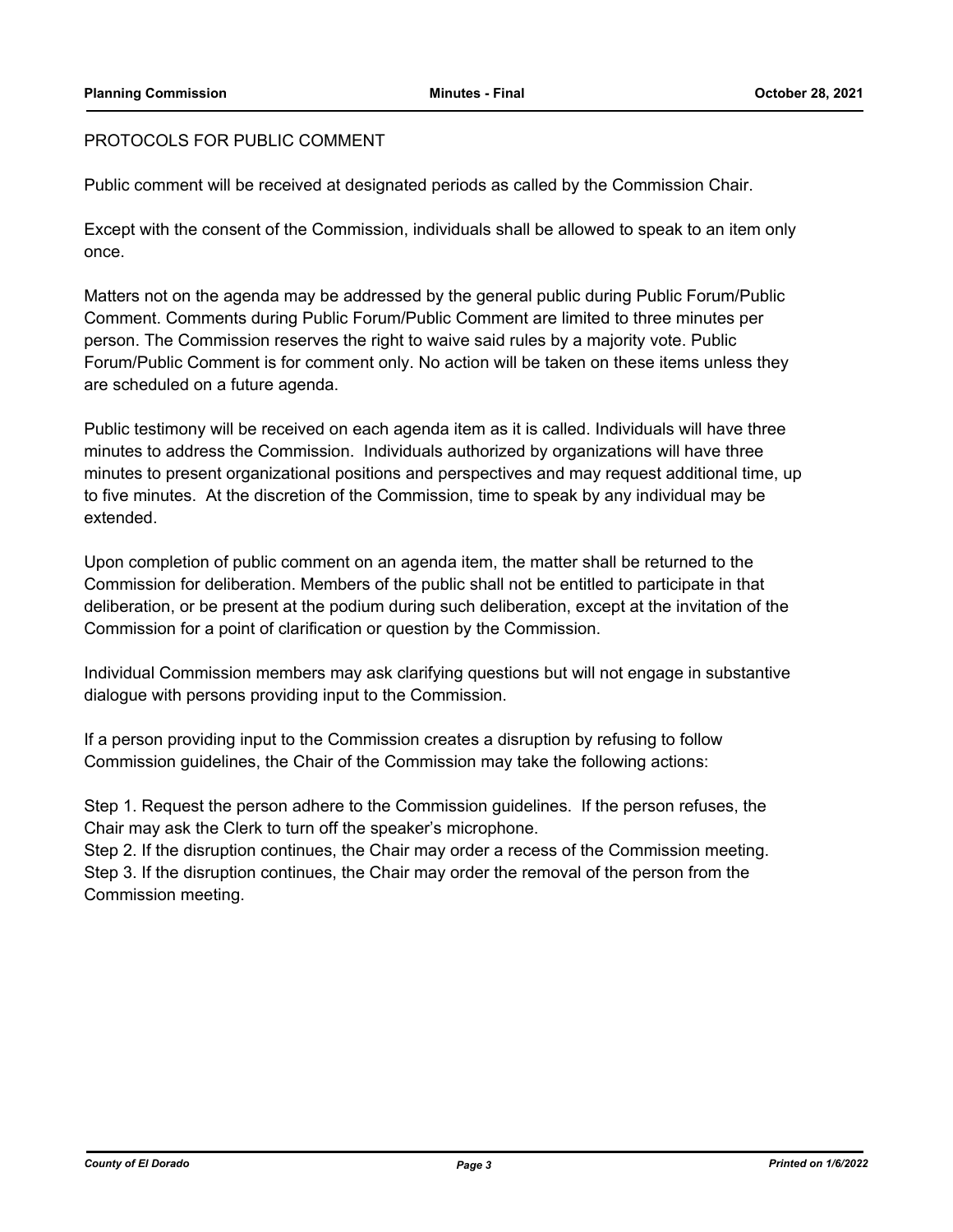## PROTOCOLS FOR PUBLIC COMMENT

Public comment will be received at designated periods as called by the Commission Chair.

Except with the consent of the Commission, individuals shall be allowed to speak to an item only once.

Matters not on the agenda may be addressed by the general public during Public Forum/Public Comment. Comments during Public Forum/Public Comment are limited to three minutes per person. The Commission reserves the right to waive said rules by a majority vote. Public Forum/Public Comment is for comment only. No action will be taken on these items unless they are scheduled on a future agenda.

Public testimony will be received on each agenda item as it is called. Individuals will have three minutes to address the Commission. Individuals authorized by organizations will have three minutes to present organizational positions and perspectives and may request additional time, up to five minutes. At the discretion of the Commission, time to speak by any individual may be extended.

Upon completion of public comment on an agenda item, the matter shall be returned to the Commission for deliberation. Members of the public shall not be entitled to participate in that deliberation, or be present at the podium during such deliberation, except at the invitation of the Commission for a point of clarification or question by the Commission.

Individual Commission members may ask clarifying questions but will not engage in substantive dialogue with persons providing input to the Commission.

If a person providing input to the Commission creates a disruption by refusing to follow Commission guidelines, the Chair of the Commission may take the following actions:

Step 1. Request the person adhere to the Commission guidelines. If the person refuses, the Chair may ask the Clerk to turn off the speaker's microphone.
Step 2. If the disruption continues, the Chair may order a recess of the Commission meeting.
Step 3. If the disruption continues, the Chair may order the removal of the person from the Commission meeting.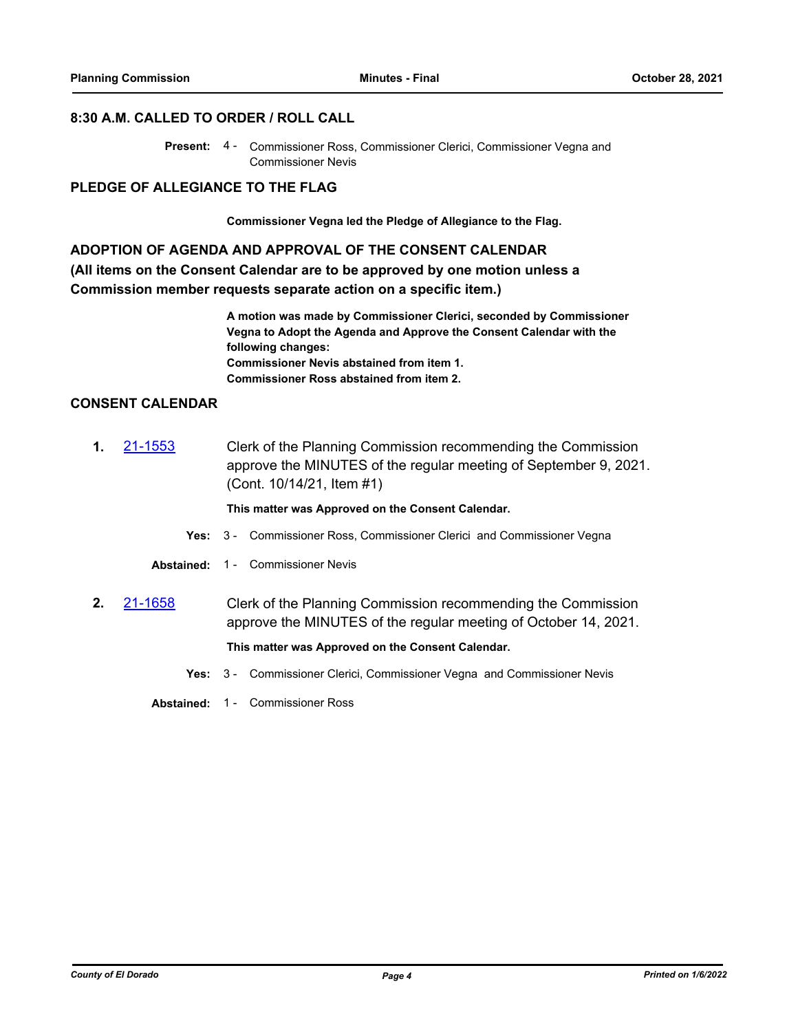## 8:30 A.M. CALLED TO ORDER / ROLL CALL

**Present:** 4 - Commissioner Ross, Commissioner Clerici, Commissioner Vegna and Commissioner Nevis

## PLEDGE OF ALLEGIANCE TO THE FLAG

**Commissioner Vegna led the Pledge of Allegiance to the Flag.**

## ADOPTION OF AGENDA AND APPROVAL OF THE CONSENT CALENDAR (All items on the Consent Calendar are to be approved by one motion unless a Commission member requests separate action on a specific item.)

**A motion was made by Commissioner Clerici, seconded by Commissioner Vegna to Adopt the Agenda and Approve the Consent Calendar with the following changes:**
**Commissioner Nevis abstained from item 1.**
**Commissioner Ross abstained from item 2.**

## CONSENT CALENDAR

**1.** 21-1553 Clerk of the Planning Commission recommending the Commission approve the MINUTES of the regular meeting of September 9, 2021. (Cont. 10/14/21, Item #1)

**This matter was Approved on the Consent Calendar.**

**Yes:** 3 - Commissioner Ross, Commissioner Clerici and Commissioner Vegna

**Abstained:** 1 - Commissioner Nevis

**2.** 21-1658 Clerk of the Planning Commission recommending the Commission approve the MINUTES of the regular meeting of October 14, 2021.

**This matter was Approved on the Consent Calendar.**

**Yes:** 3 - Commissioner Clerici, Commissioner Vegna and Commissioner Nevis

**Abstained:** 1 - Commissioner Ross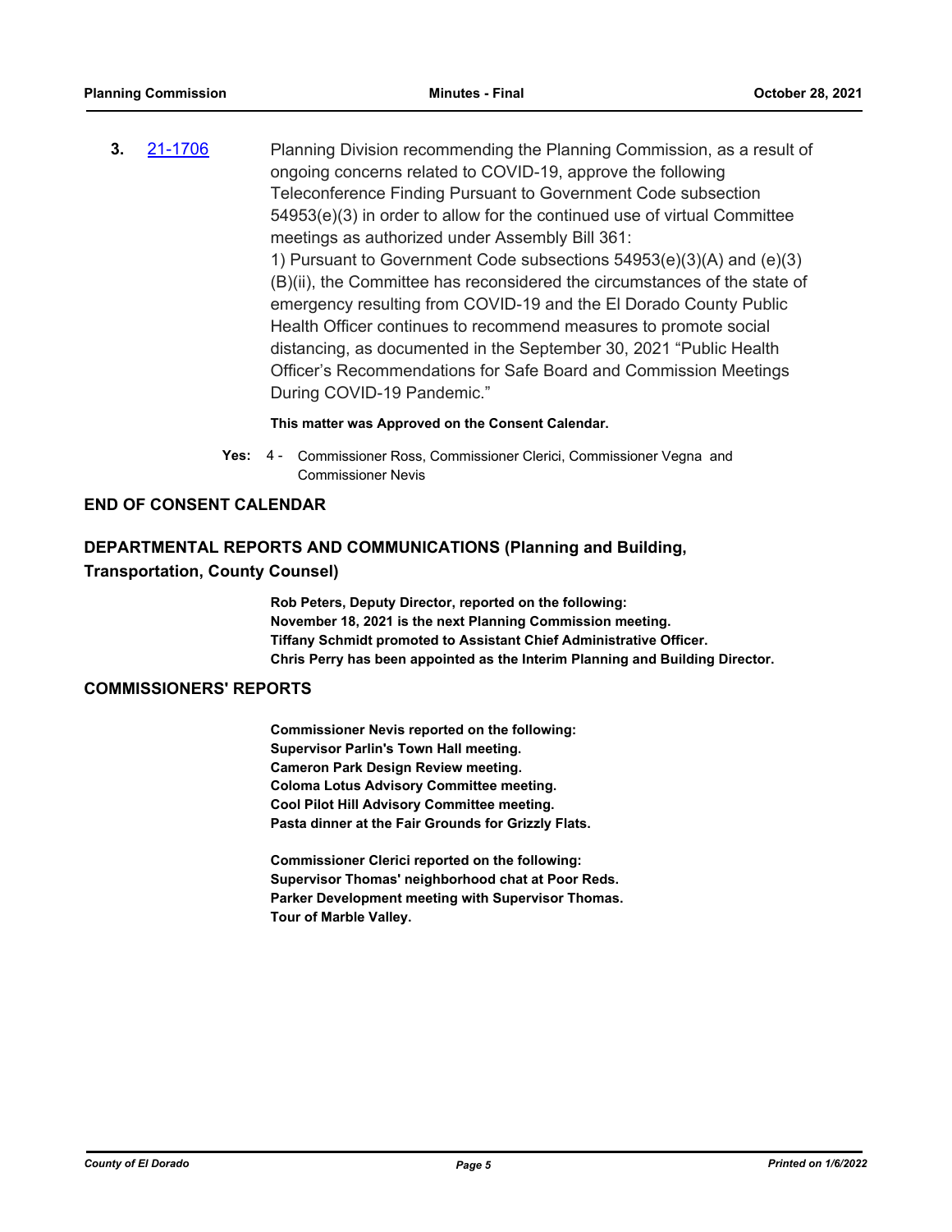**3.** 21-1706 Planning Division recommending the Planning Commission, as a result of ongoing concerns related to COVID-19, approve the following Teleconference Finding Pursuant to Government Code subsection 54953(e)(3) in order to allow for the continued use of virtual Committee meetings as authorized under Assembly Bill 361:

1) Pursuant to Government Code subsections 54953(e)(3)(A) and (e)(3)(B)(ii), the Committee has reconsidered the circumstances of the state of emergency resulting from COVID-19 and the El Dorado County Public Health Officer continues to recommend measures to promote social distancing, as documented in the September 30, 2021 "Public Health Officer's Recommendations for Safe Board and Commission Meetings During COVID-19 Pandemic."

**This matter was Approved on the Consent Calendar.**

**Yes:** 4 - Commissioner Ross, Commissioner Clerici, Commissioner Vegna and Commissioner Nevis

## END OF CONSENT CALENDAR

## DEPARTMENTAL REPORTS AND COMMUNICATIONS (Planning and Building, Transportation, County Counsel)

**Rob Peters, Deputy Director, reported on the following:**
**November 18, 2021 is the next Planning Commission meeting.**
**Tiffany Schmidt promoted to Assistant Chief Administrative Officer.**
**Chris Perry has been appointed as the Interim Planning and Building Director.**

## COMMISSIONERS' REPORTS

**Commissioner Nevis reported on the following:**
**Supervisor Parlin's Town Hall meeting.**
**Cameron Park Design Review meeting.**
**Coloma Lotus Advisory Committee meeting.**
**Cool Pilot Hill Advisory Committee meeting.**
**Pasta dinner at the Fair Grounds for Grizzly Flats.**

**Commissioner Clerici reported on the following:**
**Supervisor Thomas' neighborhood chat at Poor Reds.**
**Parker Development meeting with Supervisor Thomas.**
**Tour of Marble Valley.**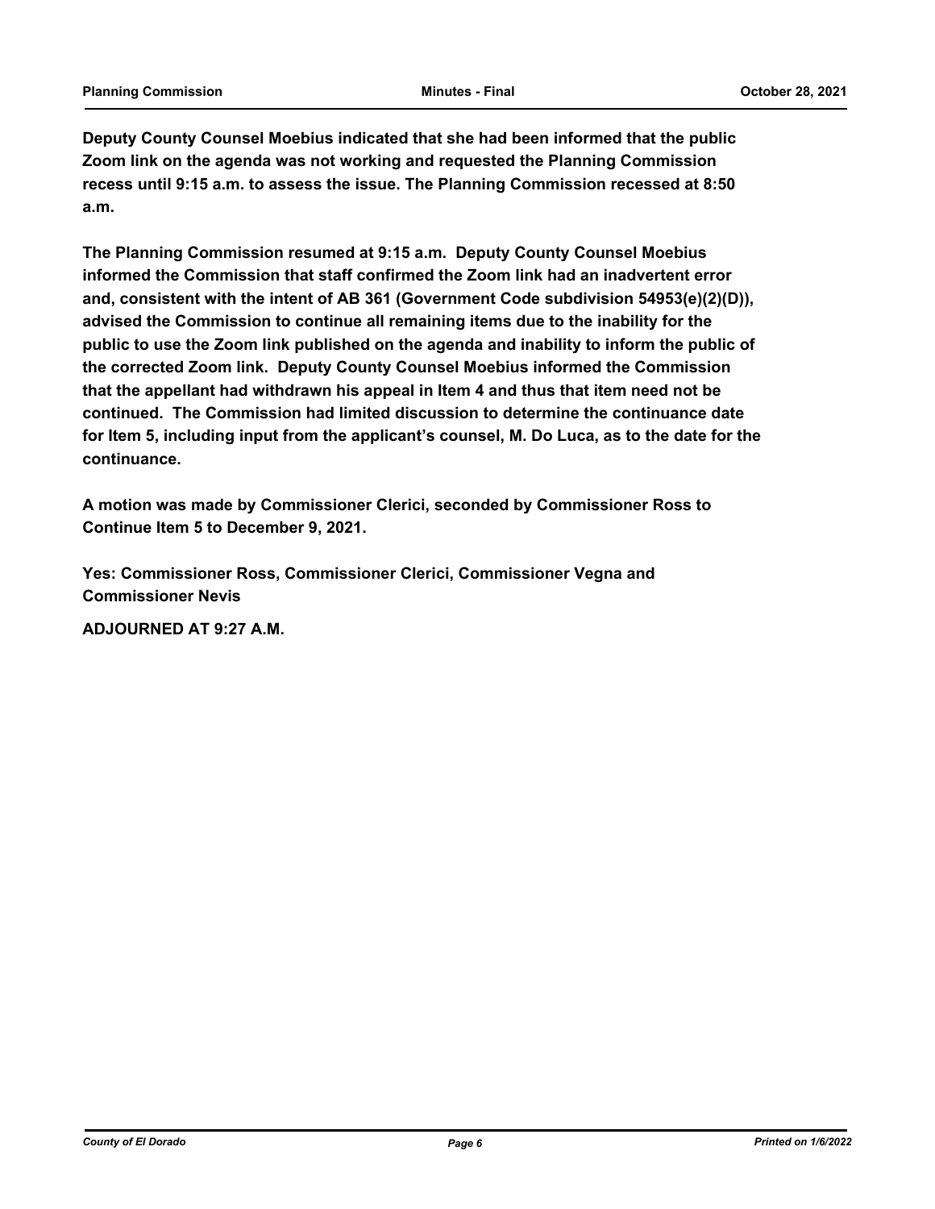**Deputy County Counsel Moebius indicated that she had been informed that the public Zoom link on the agenda was not working and requested the Planning Commission recess until 9:15 a.m. to assess the issue. The Planning Commission recessed at 8:50 a.m.**

**The Planning Commission resumed at 9:15 a.m.  Deputy County Counsel Moebius informed the Commission that staff confirmed the Zoom link had an inadvertent error and, consistent with the intent of AB 361 (Government Code subdivision 54953(e)(2)(D)), advised the Commission to continue all remaining items due to the inability for the public to use the Zoom link published on the agenda and inability to inform the public of the corrected Zoom link.  Deputy County Counsel Moebius informed the Commission that the appellant had withdrawn his appeal in Item 4 and thus that item need not be continued.  The Commission had limited discussion to determine the continuance date for Item 5, including input from the applicant's counsel, M. Do Luca, as to the date for the continuance.**

**A motion was made by Commissioner Clerici, seconded by Commissioner Ross to Continue Item 5 to December 9, 2021.**

**Yes: Commissioner Ross, Commissioner Clerici, Commissioner Vegna and Commissioner Nevis**

**ADJOURNED AT 9:27 A.M.**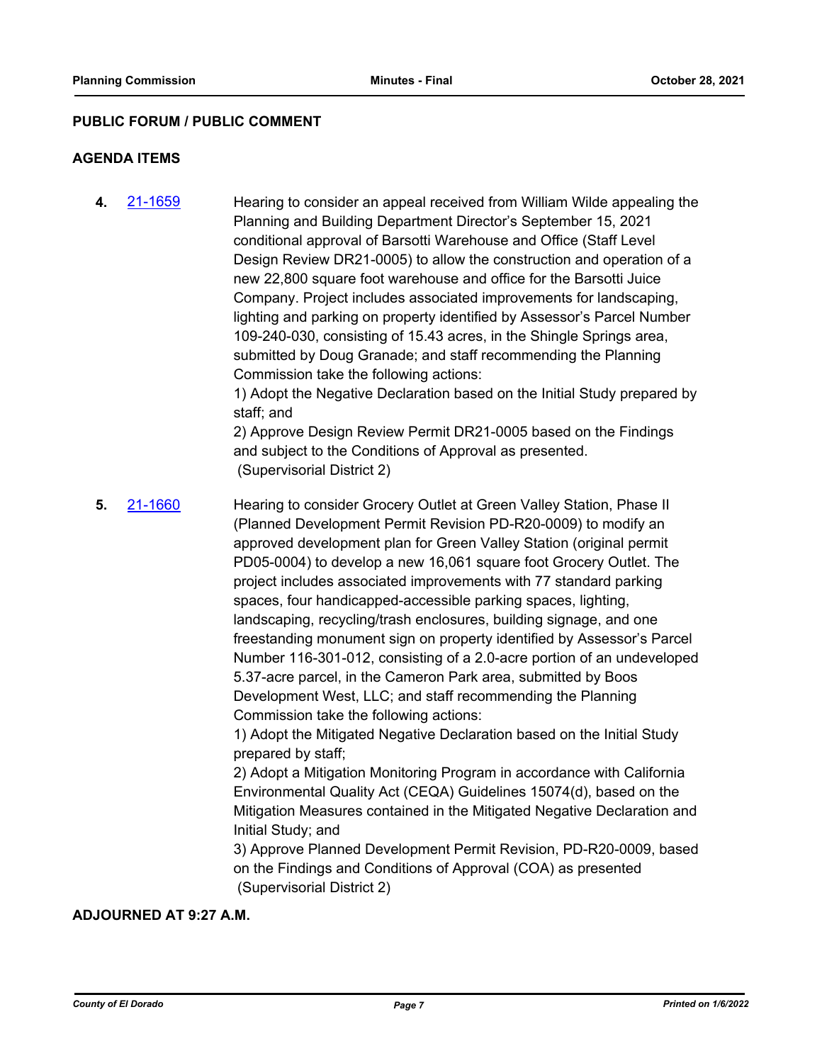## PUBLIC FORUM / PUBLIC COMMENT

## AGENDA ITEMS

**4.** 21-1659

Hearing to consider an appeal received from William Wilde appealing the Planning and Building Department Director's September 15, 2021 conditional approval of Barsotti Warehouse and Office (Staff Level Design Review DR21-0005) to allow the construction and operation of a new 22,800 square foot warehouse and office for the Barsotti Juice Company. Project includes associated improvements for landscaping, lighting and parking on property identified by Assessor's Parcel Number 109-240-030, consisting of 15.43 acres, in the Shingle Springs area, submitted by Doug Granade; and staff recommending the Planning Commission take the following actions:

1) Adopt the Negative Declaration based on the Initial Study prepared by staff; and

2) Approve Design Review Permit DR21-0005 based on the Findings and subject to the Conditions of Approval as presented.

(Supervisorial District 2)

**5.** 21-1660

Hearing to consider Grocery Outlet at Green Valley Station, Phase II (Planned Development Permit Revision PD-R20-0009) to modify an approved development plan for Green Valley Station (original permit PD05-0004) to develop a new 16,061 square foot Grocery Outlet. The project includes associated improvements with 77 standard parking spaces, four handicapped-accessible parking spaces, lighting, landscaping, recycling/trash enclosures, building signage, and one freestanding monument sign on property identified by Assessor's Parcel Number 116-301-012, consisting of a 2.0-acre portion of an undeveloped 5.37-acre parcel, in the Cameron Park area, submitted by Boos Development West, LLC; and staff recommending the Planning Commission take the following actions:

1) Adopt the Mitigated Negative Declaration based on the Initial Study prepared by staff;

2) Adopt a Mitigation Monitoring Program in accordance with California Environmental Quality Act (CEQA) Guidelines 15074(d), based on the Mitigation Measures contained in the Mitigated Negative Declaration and Initial Study; and

3) Approve Planned Development Permit Revision, PD-R20-0009, based on the Findings and Conditions of Approval (COA) as presented

(Supervisorial District 2)

**ADJOURNED AT 9:27 A.M.**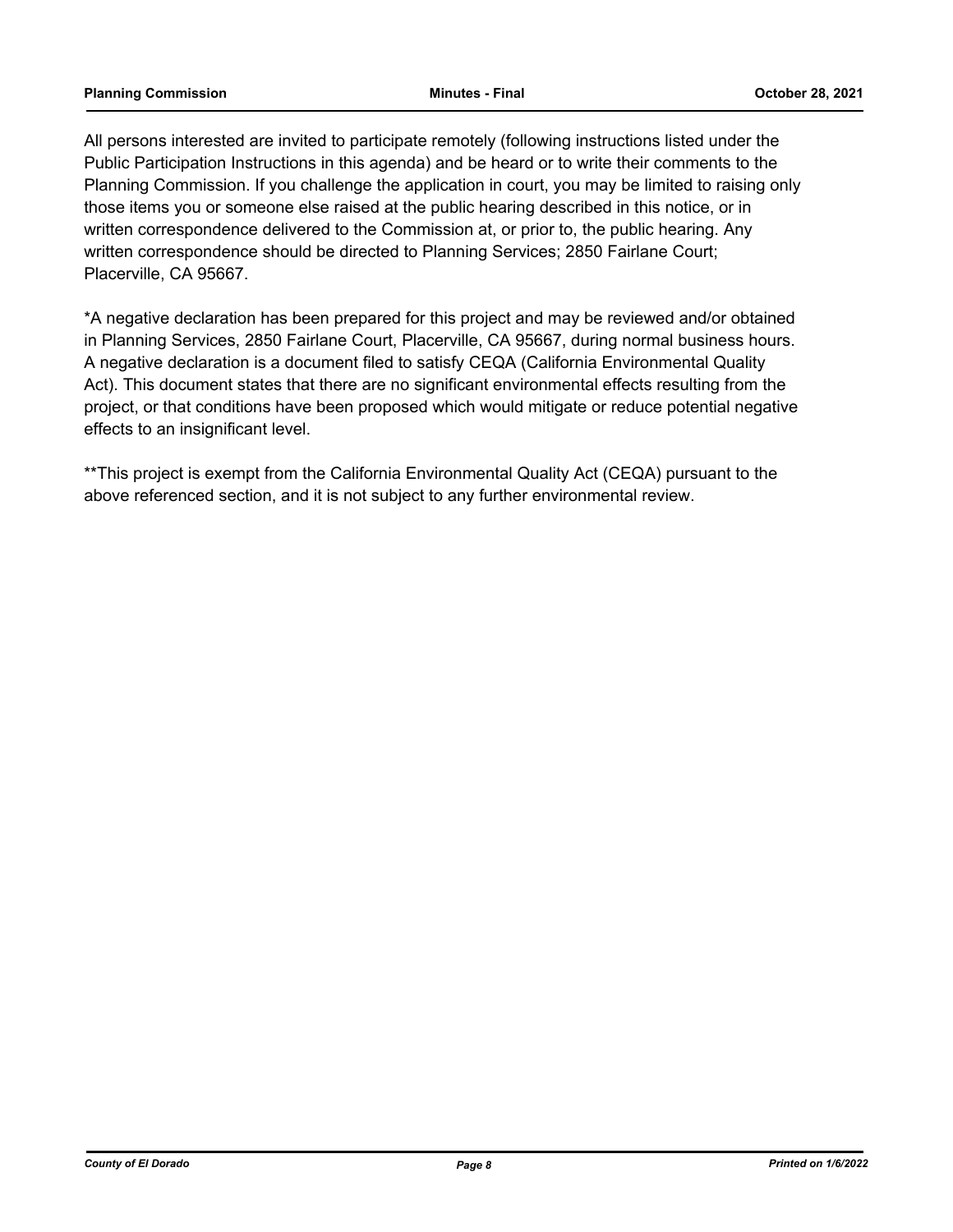All persons interested are invited to participate remotely (following instructions listed under the Public Participation Instructions in this agenda) and be heard or to write their comments to the Planning Commission. If you challenge the application in court, you may be limited to raising only those items you or someone else raised at the public hearing described in this notice, or in written correspondence delivered to the Commission at, or prior to, the public hearing. Any written correspondence should be directed to Planning Services; 2850 Fairlane Court; Placerville, CA 95667.

*A negative declaration has been prepared for this project and may be reviewed and/or obtained in Planning Services, 2850 Fairlane Court, Placerville, CA 95667, during normal business hours. A negative declaration is a document filed to satisfy CEQA (California Environmental Quality Act). This document states that there are no significant environmental effects resulting from the project, or that conditions have been proposed which would mitigate or reduce potential negative effects to an insignificant level.

**This project is exempt from the California Environmental Quality Act (CEQA) pursuant to the above referenced section, and it is not subject to any further environmental review.